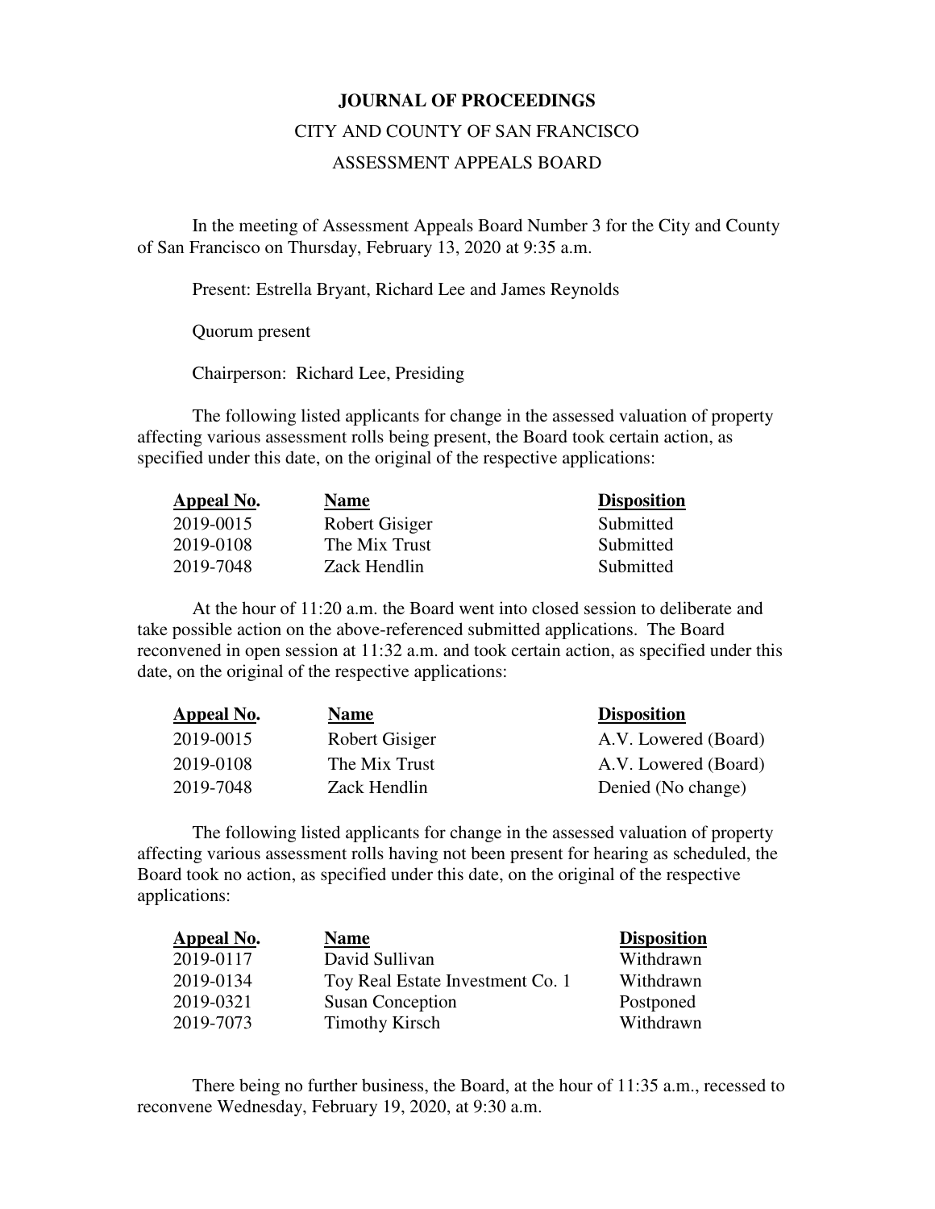# JOURNAL OF PROCEEDINGS

## CITY AND COUNTY OF SAN FRANCISCO

## ASSESSMENT APPEALS BOARD

In the meeting of Assessment Appeals Board Number 3 for the City and County of San Francisco on Thursday, February 13, 2020 at 9:35 a.m.

Present: Estrella Bryant, Richard Lee and James Reynolds

Quorum present

Chairperson: Richard Lee, Presiding

The following listed applicants for change in the assessed valuation of property affecting various assessment rolls being present, the Board took certain action, as specified under this date, on the original of the respective applications:

| Appeal No. | Name | Disposition |
|---|---|---|
| 2019-0015 | Robert Gisiger | Submitted |
| 2019-0108 | The Mix Trust | Submitted |
| 2019-7048 | Zack Hendlin | Submitted |

At the hour of 11:20 a.m. the Board went into closed session to deliberate and take possible action on the above-referenced submitted applications. The Board reconvened in open session at 11:32 a.m. and took certain action, as specified under this date, on the original of the respective applications:

| Appeal No. | Name | Disposition |
|---|---|---|
| 2019-0015 | Robert Gisiger | A.V. Lowered (Board) |
| 2019-0108 | The Mix Trust | A.V. Lowered (Board) |
| 2019-7048 | Zack Hendlin | Denied (No change) |

The following listed applicants for change in the assessed valuation of property affecting various assessment rolls having not been present for hearing as scheduled, the Board took no action, as specified under this date, on the original of the respective applications:

| Appeal No. | Name | Disposition |
|---|---|---|
| 2019-0117 | David Sullivan | Withdrawn |
| 2019-0134 | Toy Real Estate Investment Co. 1 | Withdrawn |
| 2019-0321 | Susan Conception | Postponed |
| 2019-7073 | Timothy Kirsch | Withdrawn |

There being no further business, the Board, at the hour of 11:35 a.m., recessed to reconvene Wednesday, February 19, 2020, at 9:30 a.m.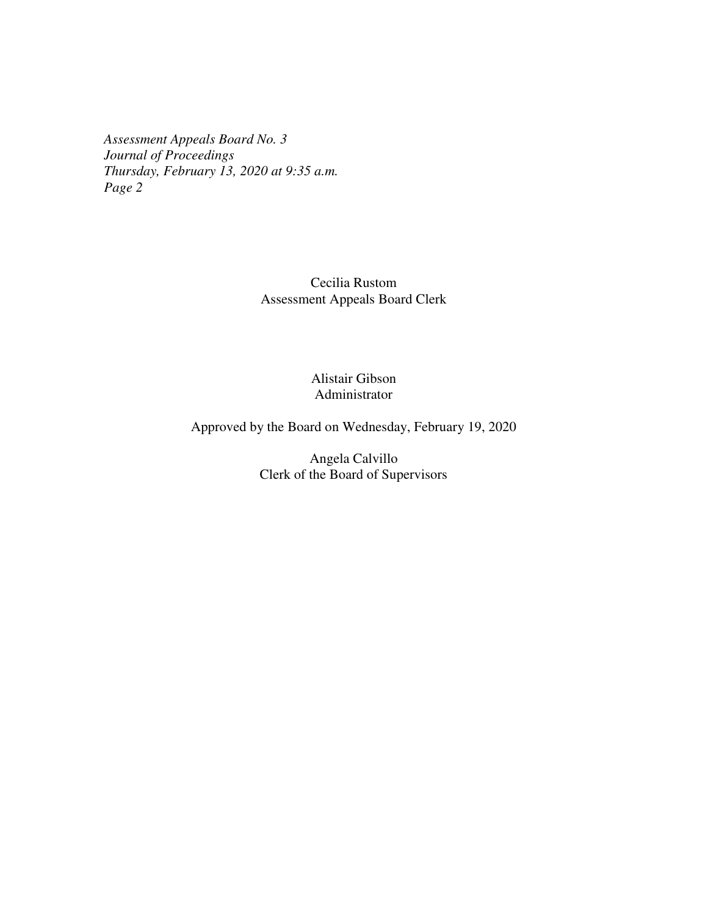Cecilia Rustom
Assessment Appeals Board Clerk

Alistair Gibson
Administrator

Approved by the Board on Wednesday, February 19, 2020

Angela Calvillo
Clerk of the Board of Supervisors